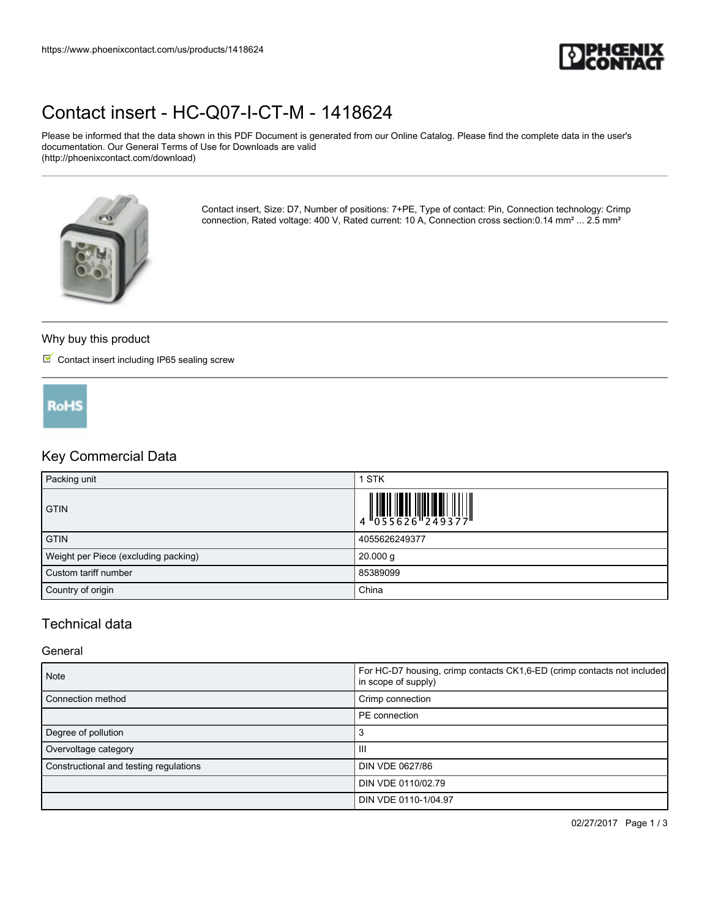https://www.phoenixcontact.com/us/products/1418624

# Contact insert - HC-Q07-I-CT-M - 1418624

Please be informed that the data shown in this PDF Document is generated from our Online Catalog. Please find the complete data in the user's documentation. Our General Terms of Use for Downloads are valid (http://phoenixcontact.com/download)

Contact insert, Size: D7, Number of positions: 7+PE, Type of contact: Pin, Connection technology: Crimp connection, Rated voltage: 400 V, Rated current: 10 A, Connection cross section:0.14 mm² ... 2.5 mm²

## Why buy this product

- Contact insert including IP65 sealing screw

RoHS

## Key Commercial Data

| Packing unit | 1 STK |
|---|---|
| GTIN | 4 055626 249377 |
| GTIN | 4055626249377 |
| Weight per Piece (excluding packing) | 20.000 g |
| Custom tariff number | 85389099 |
| Country of origin | China |

## Technical data

### General

| Note | For HC-D7 housing, crimp contacts CK1,6-ED (crimp contacts not included in scope of supply) |
|---|---|
| Connection method | Crimp connection |
| | PE connection |
| Degree of pollution | 3 |
| Overvoltage category | III |
| Constructional and testing regulations | DIN VDE 0627/86 |
| | DIN VDE 0110/02.79 |
| | DIN VDE 0110-1/04.97 |

02/27/2017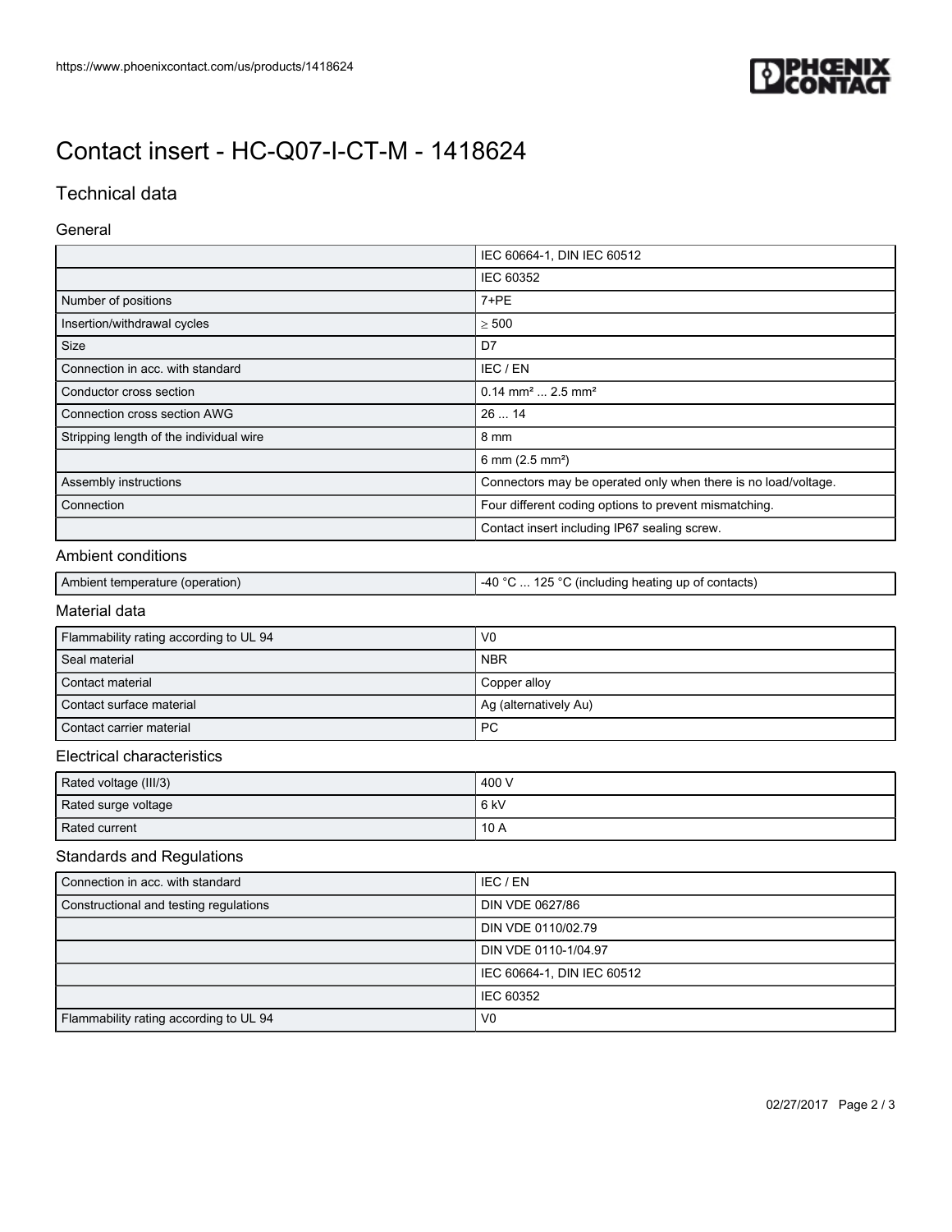# Contact insert - HC-Q07-I-CT-M - 1418624

## Technical data

### General

| | |
|---|---|
| | IEC 60664-1, DIN IEC 60512 |
| | IEC 60352 |
| Number of positions | 7+PE |
| Insertion/withdrawal cycles | ≥ 500 |
| Size | D7 |
| Connection in acc. with standard | IEC / EN |
| Conductor cross section | 0.14 mm² ... 2.5 mm² |
| Connection cross section AWG | 26 ... 14 |
| Stripping length of the individual wire | 8 mm |
| | 6 mm (2.5 mm²) |
| Assembly instructions | Connectors may be operated only when there is no load/voltage. |
| Connection | Four different coding options to prevent mismatching. |
| | Contact insert including IP67 sealing screw. |

### Ambient conditions

| | |
|---|---|
| Ambient temperature (operation) | -40 °C ... 125 °C (including heating up of contacts) |

### Material data

| | |
|---|---|
| Flammability rating according to UL 94 | V0 |
| Seal material | NBR |
| Contact material | Copper alloy |
| Contact surface material | Ag (alternatively Au) |
| Contact carrier material | PC |

### Electrical characteristics

| | |
|---|---|
| Rated voltage (III/3) | 400 V |
| Rated surge voltage | 6 kV |
| Rated current | 10 A |

### Standards and Regulations

| | |
|---|---|
| Connection in acc. with standard | IEC / EN |
| Constructional and testing regulations | DIN VDE 0627/86 |
| | DIN VDE 0110/02.79 |
| | DIN VDE 0110-1/04.97 |
| | IEC 60664-1, DIN IEC 60512 |
| | IEC 60352 |
| Flammability rating according to UL 94 | V0 |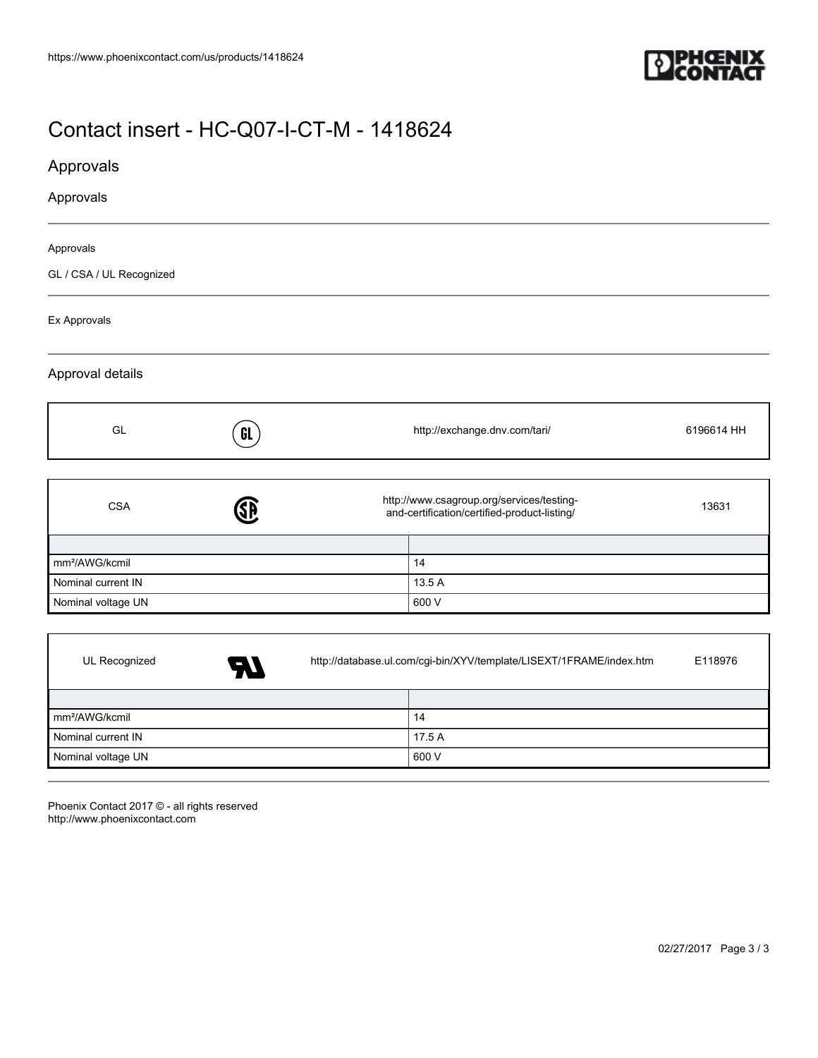# Contact insert - HC-Q07-I-CT-M - 1418624

## Approvals

### Approvals

Approvals

GL / CSA / UL Recognized

Ex Approvals

### Approval details

| | | | |
|---|---|---|---|
| GL | | http://exchange.dnv.com/tari/ | 6196614 HH |

| | | | |
|---|---|---|---|
| CSA | | http://www.csagroup.org/services/testing-and-certification/certified-product-listing/ | 13631 |

| | |
|---|---|
| mm²/AWG/kcmil | 14 |
| Nominal current IN | 13.5 A |
| Nominal voltage UN | 600 V |

| | | | |
|---|---|---|---|
| UL Recognized | | http://database.ul.com/cgi-bin/XYV/template/LISEXT/1FRAME/index.htm | E118976 |

| | |
|---|---|
| mm²/AWG/kcmil | 14 |
| Nominal current IN | 17.5 A |
| Nominal voltage UN | 600 V |

Phoenix Contact 2017 © - all rights reserved
http://www.phoenixcontact.com